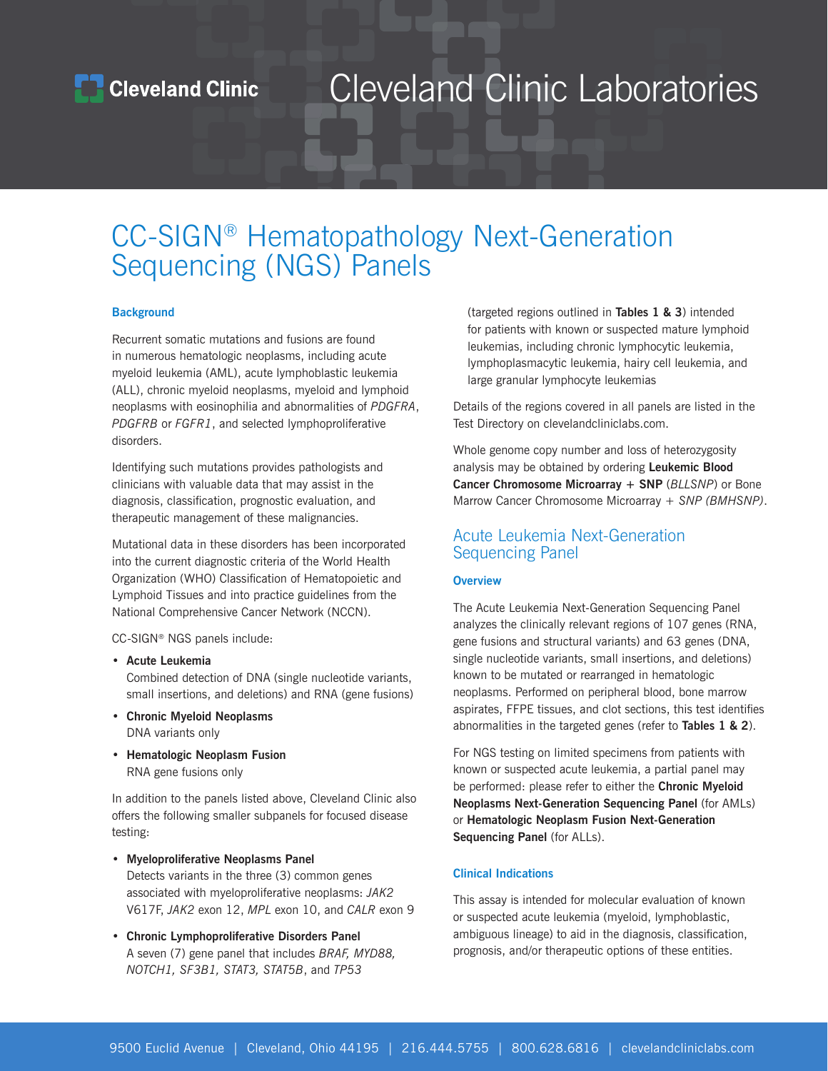Cleveland Clinic | Cleveland Clinic Laboratories

# CC-SIGN® Hematopathology Next-Generation Sequencing (NGS) Panels

### Background

Recurrent somatic mutations and fusions are found in numerous hematologic neoplasms, including acute myeloid leukemia (AML), acute lymphoblastic leukemia (ALL), chronic myeloid neoplasms, myeloid and lymphoid neoplasms with eosinophilia and abnormalities of *PDGFRA*, *PDGFRB* or *FGFR1*, and selected lymphoproliferative disorders.

Identifying such mutations provides pathologists and clinicians with valuable data that may assist in the diagnosis, classification, prognostic evaluation, and therapeutic management of these malignancies.

Mutational data in these disorders has been incorporated into the current diagnostic criteria of the World Health Organization (WHO) Classification of Hematopoietic and Lymphoid Tissues and into practice guidelines from the National Comprehensive Cancer Network (NCCN).

CC-SIGN® NGS panels include:

- **Acute Leukemia**
  Combined detection of DNA (single nucleotide variants, small insertions, and deletions) and RNA (gene fusions)
- **Chronic Myeloid Neoplasms**
  DNA variants only
- **Hematologic Neoplasm Fusion**
  RNA gene fusions only

In addition to the panels listed above, Cleveland Clinic also offers the following smaller subpanels for focused disease testing:

- **Myeloproliferative Neoplasms Panel**
  Detects variants in the three (3) common genes associated with myeloproliferative neoplasms: *JAK2* V617F, *JAK2* exon 12, *MPL* exon 10, and *CALR* exon 9
- **Chronic Lymphoproliferative Disorders Panel**
  A seven (7) gene panel that includes *BRAF, MYD88, NOTCH1, SF3B1, STAT3, STAT5B*, and *TP53* (targeted regions outlined in **Tables 1 & 3**) intended for patients with known or suspected mature lymphoid leukemias, including chronic lymphocytic leukemia, lymphoplasmacytic leukemia, hairy cell leukemia, and large granular lymphocyte leukemias

Details of the regions covered in all panels are listed in the Test Directory on clevelandcliniclabs.com.

Whole genome copy number and loss of heterozygosity analysis may be obtained by ordering **Leukemic Blood Cancer Chromosome Microarray + SNP** (*BLLSNP*) or Bone Marrow Cancer Chromosome Microarray + *SNP (BMHSNP)*.

## Acute Leukemia Next-Generation Sequencing Panel

### Overview

The Acute Leukemia Next-Generation Sequencing Panel analyzes the clinically relevant regions of 107 genes (RNA, gene fusions and structural variants) and 63 genes (DNA, single nucleotide variants, small insertions, and deletions) known to be mutated or rearranged in hematologic neoplasms. Performed on peripheral blood, bone marrow aspirates, FFPE tissues, and clot sections, this test identifies abnormalities in the targeted genes (refer to **Tables 1 & 2**).

For NGS testing on limited specimens from patients with known or suspected acute leukemia, a partial panel may be performed: please refer to either the **Chronic Myeloid Neoplasms Next-Generation Sequencing Panel** (for AMLs) or **Hematologic Neoplasm Fusion Next-Generation Sequencing Panel** (for ALLs).

### Clinical Indications

This assay is intended for molecular evaluation of known or suspected acute leukemia (myeloid, lymphoblastic, ambiguous lineage) to aid in the diagnosis, classification, prognosis, and/or therapeutic options of these entities.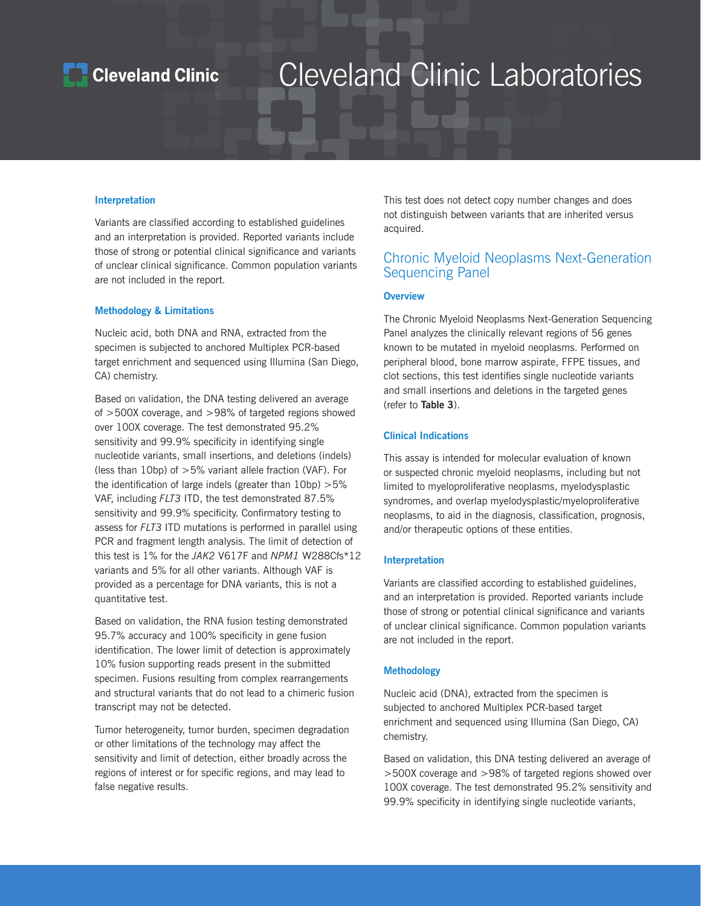### Interpretation

Variants are classified according to established guidelines and an interpretation is provided. Reported variants include those of strong or potential clinical significance and variants of unclear clinical significance. Common population variants are not included in the report.

### Methodology & Limitations

Nucleic acid, both DNA and RNA, extracted from the specimen is subjected to anchored Multiplex PCR-based target enrichment and sequenced using Illumina (San Diego, CA) chemistry.

Based on validation, the DNA testing delivered an average of >500X coverage, and >98% of targeted regions showed over 100X coverage. The test demonstrated 95.2% sensitivity and 99.9% specificity in identifying single nucleotide variants, small insertions, and deletions (indels) (less than 10bp) of >5% variant allele fraction (VAF). For the identification of large indels (greater than 10bp) >5% VAF, including *FLT3* ITD, the test demonstrated 87.5% sensitivity and 99.9% specificity. Confirmatory testing to assess for *FLT3* ITD mutations is performed in parallel using PCR and fragment length analysis. The limit of detection of this test is 1% for the *JAK2* V617F and *NPM1* W288Cfs*12 variants and 5% for all other variants. Although VAF is provided as a percentage for DNA variants, this is not a quantitative test.

Based on validation, the RNA fusion testing demonstrated 95.7% accuracy and 100% specificity in gene fusion identification. The lower limit of detection is approximately 10% fusion supporting reads present in the submitted specimen. Fusions resulting from complex rearrangements and structural variants that do not lead to a chimeric fusion transcript may not be detected.

Tumor heterogeneity, tumor burden, specimen degradation or other limitations of the technology may affect the sensitivity and limit of detection, either broadly across the regions of interest or for specific regions, and may lead to false negative results.

This test does not detect copy number changes and does not distinguish between variants that are inherited versus acquired.

## Chronic Myeloid Neoplasms Next-Generation Sequencing Panel

### Overview

The Chronic Myeloid Neoplasms Next-Generation Sequencing Panel analyzes the clinically relevant regions of 56 genes known to be mutated in myeloid neoplasms. Performed on peripheral blood, bone marrow aspirate, FFPE tissues, and clot sections, this test identifies single nucleotide variants and small insertions and deletions in the targeted genes (refer to **Table 3**).

### Clinical Indications

This assay is intended for molecular evaluation of known or suspected chronic myeloid neoplasms, including but not limited to myeloproliferative neoplasms, myelodysplastic syndromes, and overlap myelodysplastic/myeloproliferative neoplasms, to aid in the diagnosis, classification, prognosis, and/or therapeutic options of these entities.

### Interpretation

Variants are classified according to established guidelines, and an interpretation is provided. Reported variants include those of strong or potential clinical significance and variants of unclear clinical significance. Common population variants are not included in the report.

### Methodology

Nucleic acid (DNA), extracted from the specimen is subjected to anchored Multiplex PCR-based target enrichment and sequenced using Illumina (San Diego, CA) chemistry.

Based on validation, this DNA testing delivered an average of >500X coverage and >98% of targeted regions showed over 100X coverage. The test demonstrated 95.2% sensitivity and 99.9% specificity in identifying single nucleotide variants,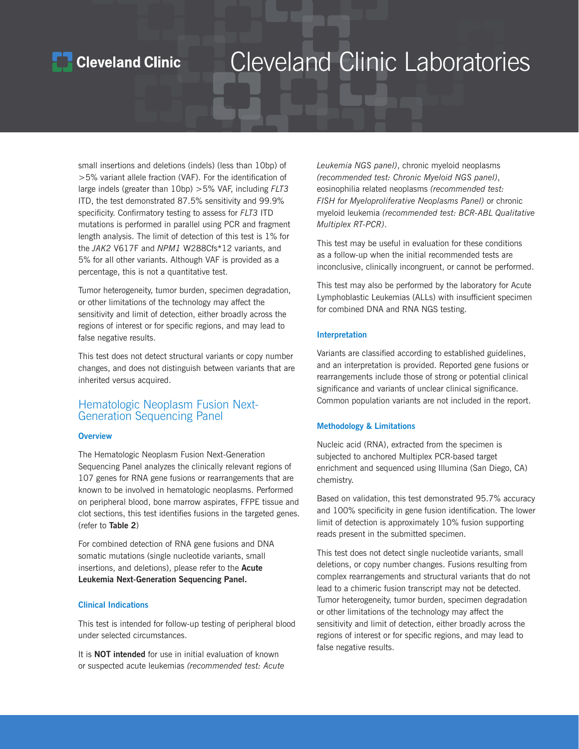small insertions and deletions (indels) (less than 10bp) of >5% variant allele fraction (VAF). For the identification of large indels (greater than 10bp) >5% VAF, including *FLT3* ITD, the test demonstrated 87.5% sensitivity and 99.9% specificity. Confirmatory testing to assess for *FLT3* ITD mutations is performed in parallel using PCR and fragment length analysis. The limit of detection of this test is 1% for the *JAK2* V617F and *NPM1* W288Cfs*12 variants, and 5% for all other variants. Although VAF is provided as a percentage, this is not a quantitative test.

Tumor heterogeneity, tumor burden, specimen degradation, or other limitations of the technology may affect the sensitivity and limit of detection, either broadly across the regions of interest or for specific regions, and may lead to false negative results.

This test does not detect structural variants or copy number changes, and does not distinguish between variants that are inherited versus acquired.

## Hematologic Neoplasm Fusion Next-Generation Sequencing Panel

### Overview

The Hematologic Neoplasm Fusion Next-Generation Sequencing Panel analyzes the clinically relevant regions of 107 genes for RNA gene fusions or rearrangements that are known to be involved in hematologic neoplasms. Performed on peripheral blood, bone marrow aspirates, FFPE tissue and clot sections, this test identifies fusions in the targeted genes. (refer to **Table 2**)

For combined detection of RNA gene fusions and DNA somatic mutations (single nucleotide variants, small insertions, and deletions), please refer to the **Acute Leukemia Next-Generation Sequencing Panel.**

### Clinical Indications

This test is intended for follow-up testing of peripheral blood under selected circumstances.

It is **NOT intended** for use in initial evaluation of known or suspected acute leukemias *(recommended test: Acute Leukemia NGS panel)*, chronic myeloid neoplasms *(recommended test: Chronic Myeloid NGS panel)*, eosinophilia related neoplasms *(recommended test: FISH for Myeloproliferative Neoplasms Panel)* or chronic myeloid leukemia *(recommended test: BCR-ABL Qualitative Multiplex RT-PCR)*.

This test may be useful in evaluation for these conditions as a follow-up when the initial recommended tests are inconclusive, clinically incongruent, or cannot be performed.

This test may also be performed by the laboratory for Acute Lymphoblastic Leukemias (ALLs) with insufficient specimen for combined DNA and RNA NGS testing.

### Interpretation

Variants are classified according to established guidelines, and an interpretation is provided. Reported gene fusions or rearrangements include those of strong or potential clinical significance and variants of unclear clinical significance. Common population variants are not included in the report.

### Methodology & Limitations

Nucleic acid (RNA), extracted from the specimen is subjected to anchored Multiplex PCR-based target enrichment and sequenced using Illumina (San Diego, CA) chemistry.

Based on validation, this test demonstrated 95.7% accuracy and 100% specificity in gene fusion identification. The lower limit of detection is approximately 10% fusion supporting reads present in the submitted specimen.

This test does not detect single nucleotide variants, small deletions, or copy number changes. Fusions resulting from complex rearrangements and structural variants that do not lead to a chimeric fusion transcript may not be detected. Tumor heterogeneity, tumor burden, specimen degradation or other limitations of the technology may affect the sensitivity and limit of detection, either broadly across the regions of interest or for specific regions, and may lead to false negative results.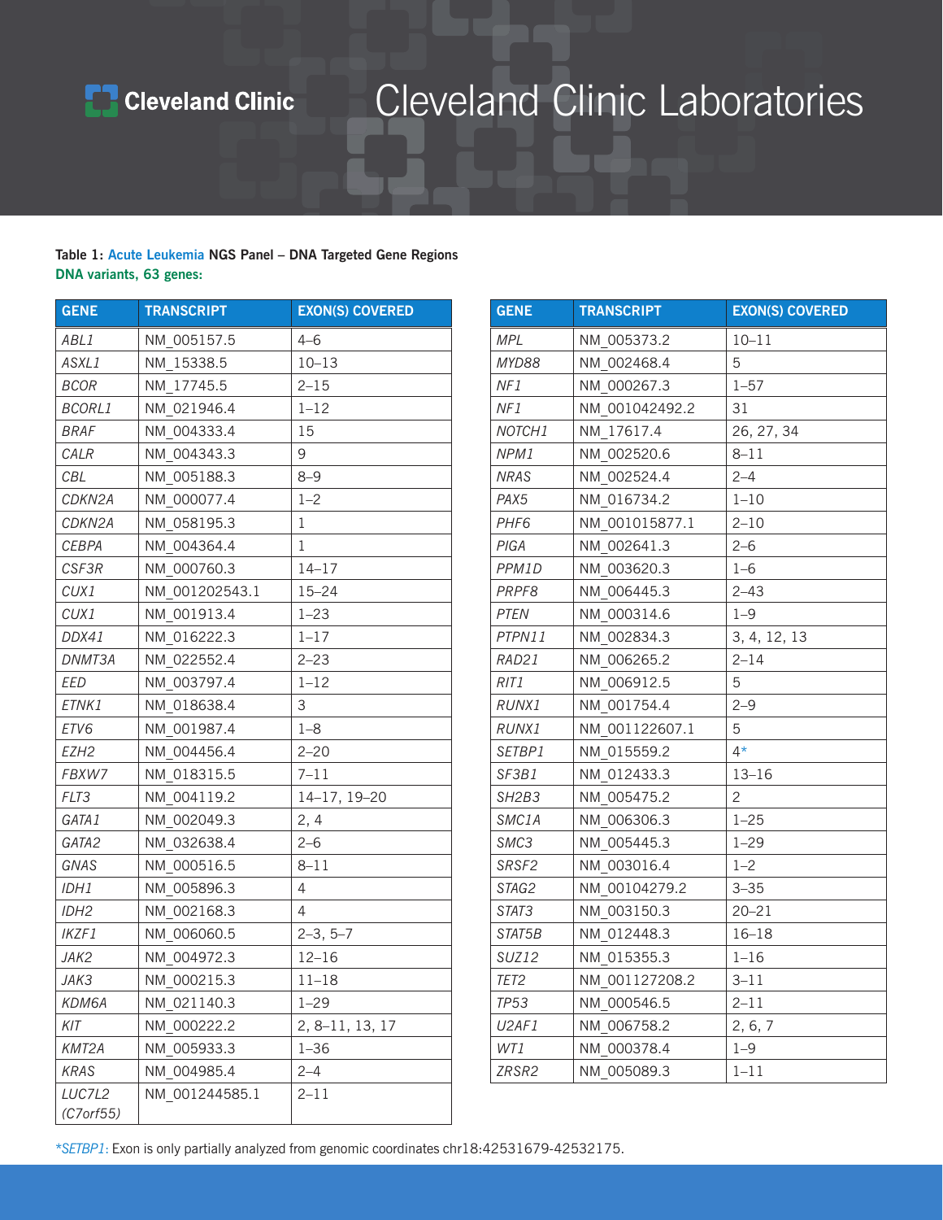# Cleveland Clinic Laboratories

**Table 1:** Acute Leukemia **NGS Panel – DNA Targeted Gene Regions**

**DNA variants, 63 genes:**

| GENE | TRANSCRIPT | EXON(S) COVERED |
|---|---|---|
| *ABL1* | NM_005157.5 | 4–6 |
| *ASXL1* | NM_15338.5 | 10–13 |
| *BCOR* | NM_17745.5 | 2–15 |
| *BCORL1* | NM_021946.4 | 1–12 |
| *BRAF* | NM_004333.4 | 15 |
| *CALR* | NM_004343.3 | 9 |
| *CBL* | NM_005188.3 | 8–9 |
| *CDKN2A* | NM_000077.4 | 1–2 |
| *CDKN2A* | NM_058195.3 | 1 |
| *CEBPA* | NM_004364.4 | 1 |
| *CSF3R* | NM_000760.3 | 14–17 |
| *CUX1* | NM_001202543.1 | 15–24 |
| *CUX1* | NM_001913.4 | 1–23 |
| *DDX41* | NM_016222.3 | 1–17 |
| *DNMT3A* | NM_022552.4 | 2–23 |
| *EED* | NM_003797.4 | 1–12 |
| *ETNK1* | NM_018638.4 | 3 |
| *ETV6* | NM_001987.4 | 1–8 |
| *EZH2* | NM_004456.4 | 2–20 |
| *FBXW7* | NM_018315.5 | 7–11 |
| *FLT3* | NM_004119.2 | 14–17, 19–20 |
| *GATA1* | NM_002049.3 | 2, 4 |
| *GATA2* | NM_032638.4 | 2–6 |
| *GNAS* | NM_000516.5 | 8–11 |
| *IDH1* | NM_005896.3 | 4 |
| *IDH2* | NM_002168.3 | 4 |
| *IKZF1* | NM_006060.5 | 2–3, 5–7 |
| *JAK2* | NM_004972.3 | 12–16 |
| *JAK3* | NM_000215.3 | 11–18 |
| *KDM6A* | NM_021140.3 | 1–29 |
| *KIT* | NM_000222.2 | 2, 8–11, 13, 17 |
| *KMT2A* | NM_005933.3 | 1–36 |
| *KRAS* | NM_004985.4 | 2–4 |
| *LUC7L2 (C7orf55)* | NM_001244585.1 | 2–11 |
| *MPL* | NM_005373.2 | 10–11 |
| *MYD88* | NM_002468.4 | 5 |
| *NF1* | NM_000267.3 | 1–57 |
| *NF1* | NM_001042492.2 | 31 |
| *NOTCH1* | NM_17617.4 | 26, 27, 34 |
| *NPM1* | NM_002520.6 | 8–11 |
| *NRAS* | NM_002524.4 | 2–4 |
| *PAX5* | NM_016734.2 | 1–10 |
| *PHF6* | NM_001015877.1 | 2–10 |
| *PIGA* | NM_002641.3 | 2–6 |
| *PPM1D* | NM_003620.3 | 1–6 |
| *PRPF8* | NM_006445.3 | 2–43 |
| *PTEN* | NM_000314.6 | 1–9 |
| *PTPN11* | NM_002834.3 | 3, 4, 12, 13 |
| *RAD21* | NM_006265.2 | 2–14 |
| *RIT1* | NM_006912.5 | 5 |
| *RUNX1* | NM_001754.4 | 2–9 |
| *RUNX1* | NM_001122607.1 | 5 |
| *SETBP1* | NM_015559.2 | 4* |
| *SF3B1* | NM_012433.3 | 13–16 |
| *SH2B3* | NM_005475.2 | 2 |
| *SMC1A* | NM_006306.3 | 1–25 |
| *SMC3* | NM_005445.3 | 1–29 |
| *SRSF2* | NM_003016.4 | 1–2 |
| *STAG2* | NM_00104279.2 | 3–35 |
| *STAT3* | NM_003150.3 | 20–21 |
| *STAT5B* | NM_012448.3 | 16–18 |
| *SUZ12* | NM_015355.3 | 1–16 |
| *TET2* | NM_001127208.2 | 3–11 |
| *TP53* | NM_000546.5 | 2–11 |
| *U2AF1* | NM_006758.2 | 2, 6, 7 |
| *WT1* | NM_000378.4 | 1–9 |
| *ZRSR2* | NM_005089.3 | 1–11 |

**SETBP1*: Exon is only partially analyzed from genomic coordinates chr18:42531679-42532175.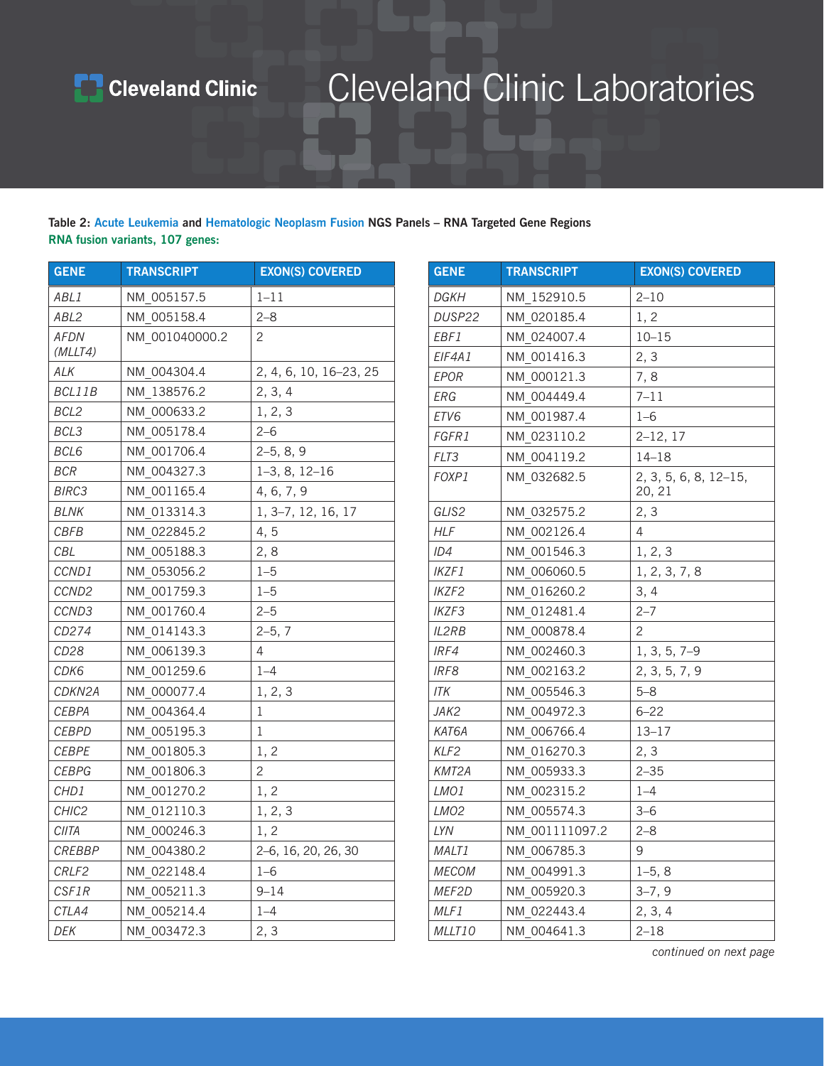Table 2: Acute Leukemia and Hematologic Neoplasm Fusion NGS Panels – RNA Targeted Gene Regions

**RNA fusion variants, 107 genes:**

| GENE | TRANSCRIPT | EXON(S) COVERED |
|---|---|---|
| *ABL1* | NM_005157.5 | 1–11 |
| *ABL2* | NM_005158.4 | 2–8 |
| *AFDN (MLLT4)* | NM_001040000.2 | 2 |
| *ALK* | NM_004304.4 | 2, 4, 6, 10, 16–23, 25 |
| *BCL11B* | NM_138576.2 | 2, 3, 4 |
| *BCL2* | NM_000633.2 | 1, 2, 3 |
| *BCL3* | NM_005178.4 | 2–6 |
| *BCL6* | NM_001706.4 | 2–5, 8, 9 |
| *BCR* | NM_004327.3 | 1–3, 8, 12–16 |
| *BIRC3* | NM_001165.4 | 4, 6, 7, 9 |
| *BLNK* | NM_013314.3 | 1, 3–7, 12, 16, 17 |
| *CBFB* | NM_022845.2 | 4, 5 |
| *CBL* | NM_005188.3 | 2, 8 |
| *CCND1* | NM_053056.2 | 1–5 |
| *CCND2* | NM_001759.3 | 1–5 |
| *CCND3* | NM_001760.4 | 2–5 |
| *CD274* | NM_014143.3 | 2–5, 7 |
| *CD28* | NM_006139.3 | 4 |
| *CDK6* | NM_001259.6 | 1–4 |
| *CDKN2A* | NM_000077.4 | 1, 2, 3 |
| *CEBPA* | NM_004364.4 | 1 |
| *CEBPD* | NM_005195.3 | 1 |
| *CEBPE* | NM_001805.3 | 1, 2 |
| *CEBPG* | NM_001806.3 | 2 |
| *CHD1* | NM_001270.2 | 1, 2 |
| *CHIC2* | NM_012110.3 | 1, 2, 3 |
| *CIITA* | NM_000246.3 | 1, 2 |
| *CREBBP* | NM_004380.2 | 2–6, 16, 20, 26, 30 |
| *CRLF2* | NM_022148.4 | 1–6 |
| *CSF1R* | NM_005211.3 | 9–14 |
| *CTLA4* | NM_005214.4 | 1–4 |
| *DEK* | NM_003472.3 | 2, 3 |
| *DGKH* | NM_152910.5 | 2–10 |
| *DUSP22* | NM_020185.4 | 1, 2 |
| *EBF1* | NM_024007.4 | 10–15 |
| *EIF4A1* | NM_001416.3 | 2, 3 |
| *EPOR* | NM_000121.3 | 7, 8 |
| *ERG* | NM_004449.4 | 7–11 |
| *ETV6* | NM_001987.4 | 1–6 |
| *FGFR1* | NM_023110.2 | 2–12, 17 |
| *FLT3* | NM_004119.2 | 14–18 |
| *FOXP1* | NM_032682.5 | 2, 3, 5, 6, 8, 12–15, 20, 21 |
| *GLIS2* | NM_032575.2 | 2, 3 |
| *HLF* | NM_002126.4 | 4 |
| *ID4* | NM_001546.3 | 1, 2, 3 |
| *IKZF1* | NM_006060.5 | 1, 2, 3, 7, 8 |
| *IKZF2* | NM_016260.2 | 3, 4 |
| *IKZF3* | NM_012481.4 | 2–7 |
| *IL2RB* | NM_000878.4 | 2 |
| *IRF4* | NM_002460.3 | 1, 3, 5, 7–9 |
| *IRF8* | NM_002163.2 | 2, 3, 5, 7, 9 |
| *ITK* | NM_005546.3 | 5–8 |
| *JAK2* | NM_004972.3 | 6–22 |
| *KAT6A* | NM_006766.4 | 13–17 |
| *KLF2* | NM_016270.3 | 2, 3 |
| *KMT2A* | NM_005933.3 | 2–35 |
| *LMO1* | NM_002315.2 | 1–4 |
| *LMO2* | NM_005574.3 | 3–6 |
| *LYN* | NM_001111097.2 | 2–8 |
| *MALT1* | NM_006785.3 | 9 |
| *MECOM* | NM_004991.3 | 1–5, 8 |
| *MEF2D* | NM_005920.3 | 3–7, 9 |
| *MLF1* | NM_022443.4 | 2, 3, 4 |
| *MLLT10* | NM_004641.3 | 2–18 |

*continued on next page*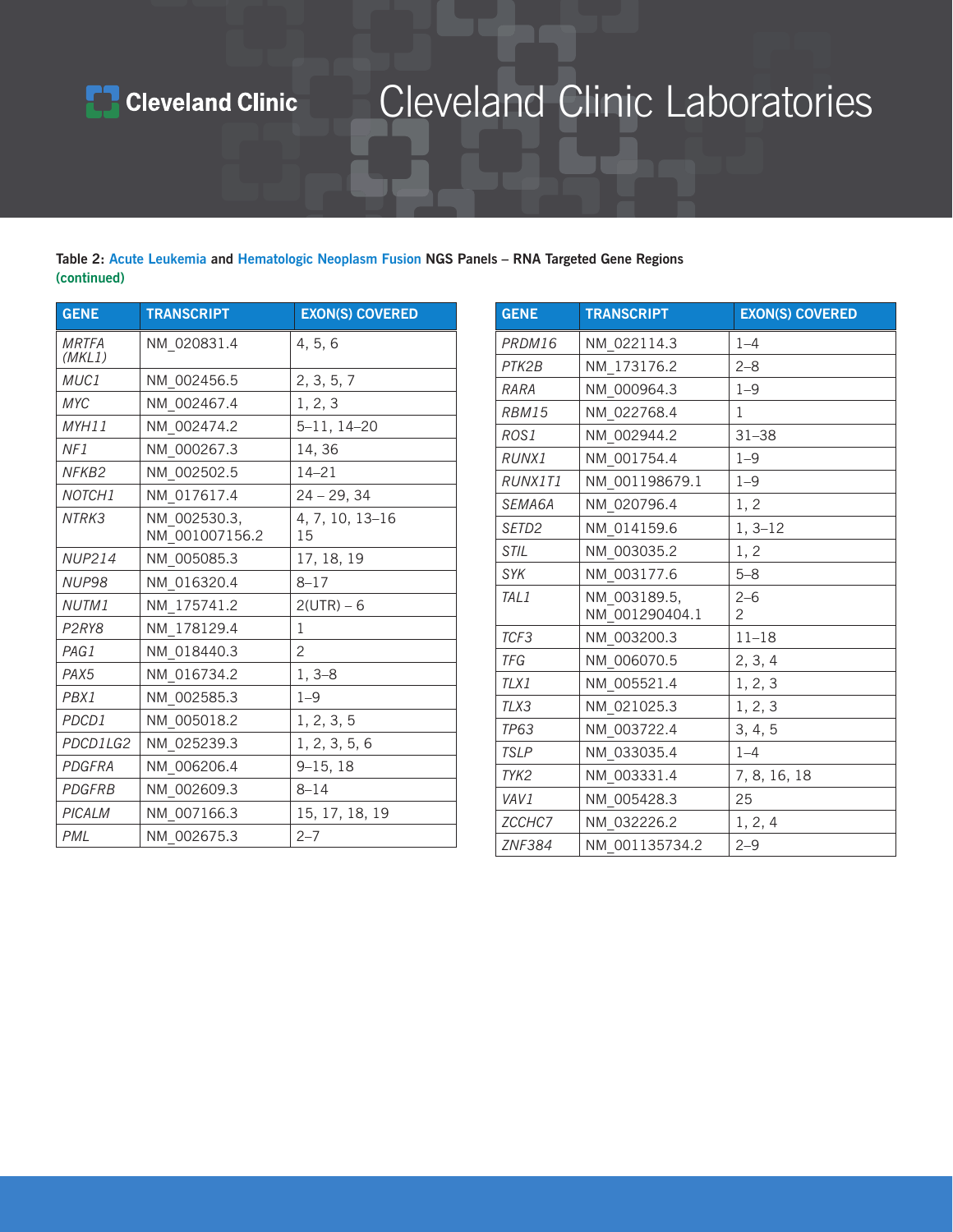Table 2: Acute Leukemia and Hematologic Neoplasm Fusion NGS Panels – RNA Targeted Gene Regions (continued)

| GENE | TRANSCRIPT | EXON(S) COVERED |
|---|---|---|
| *MRTFA (MKL1)* | NM_020831.4 | 4, 5, 6 |
| *MUC1* | NM_002456.5 | 2, 3, 5, 7 |
| *MYC* | NM_002467.4 | 1, 2, 3 |
| *MYH11* | NM_002474.2 | 5–11, 14–20 |
| *NF1* | NM_000267.3 | 14, 36 |
| *NFKB2* | NM_002502.5 | 14–21 |
| *NOTCH1* | NM_017617.4 | 24 – 29, 34 |
| *NTRK3* | NM_002530.3, NM_001007156.2 | 4, 7, 10, 13–16 15 |
| *NUP214* | NM_005085.3 | 17, 18, 19 |
| *NUP98* | NM_016320.4 | 8–17 |
| *NUTM1* | NM_175741.2 | 2(UTR) – 6 |
| *P2RY8* | NM_178129.4 | 1 |
| *PAG1* | NM_018440.3 | 2 |
| *PAX5* | NM_016734.2 | 1, 3–8 |
| *PBX1* | NM_002585.3 | 1–9 |
| *PDCD1* | NM_005018.2 | 1, 2, 3, 5 |
| *PDCD1LG2* | NM_025239.3 | 1, 2, 3, 5, 6 |
| *PDGFRA* | NM_006206.4 | 9–15, 18 |
| *PDGFRB* | NM_002609.3 | 8–14 |
| *PICALM* | NM_007166.3 | 15, 17, 18, 19 |
| *PML* | NM_002675.3 | 2–7 |

| GENE | TRANSCRIPT | EXON(S) COVERED |
|---|---|---|
| *PRDM16* | NM_022114.3 | 1–4 |
| *PTK2B* | NM_173176.2 | 2–8 |
| *RARA* | NM_000964.3 | 1–9 |
| *RBM15* | NM_022768.4 | 1 |
| *ROS1* | NM_002944.2 | 31–38 |
| *RUNX1* | NM_001754.4 | 1–9 |
| *RUNX1T1* | NM_001198679.1 | 1–9 |
| *SEMA6A* | NM_020796.4 | 1, 2 |
| *SETD2* | NM_014159.6 | 1, 3–12 |
| *STIL* | NM_003035.2 | 1, 2 |
| *SYK* | NM_003177.6 | 5–8 |
| *TAL1* | NM_003189.5, NM_001290404.1 | 2–6 2 |
| *TCF3* | NM_003200.3 | 11–18 |
| *TFG* | NM_006070.5 | 2, 3, 4 |
| *TLX1* | NM_005521.4 | 1, 2, 3 |
| *TLX3* | NM_021025.3 | 1, 2, 3 |
| *TP63* | NM_003722.4 | 3, 4, 5 |
| *TSLP* | NM_033035.4 | 1–4 |
| *TYK2* | NM_003331.4 | 7, 8, 16, 18 |
| *VAV1* | NM_005428.3 | 25 |
| *ZCCHC7* | NM_032226.2 | 1, 2, 4 |
| *ZNF384* | NM_001135734.2 | 2–9 |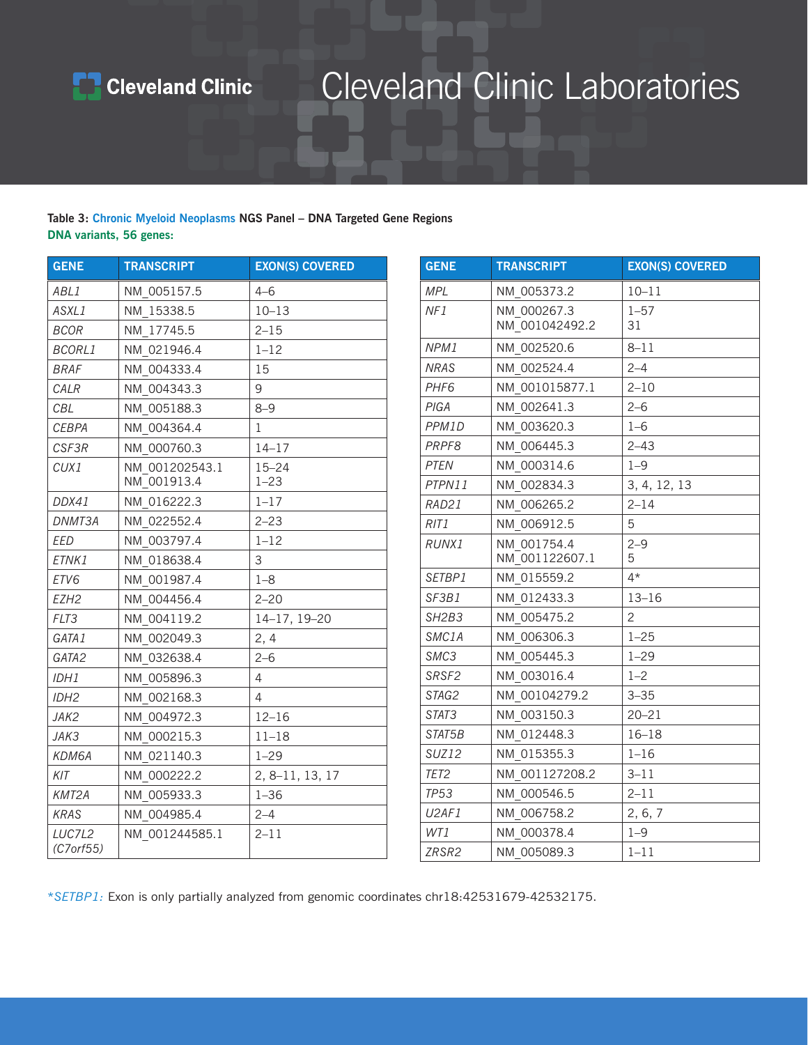Table 3: Chronic Myeloid Neoplasms NGS Panel – DNA Targeted Gene Regions

**DNA variants, 56 genes:**

| GENE | TRANSCRIPT | EXON(S) COVERED |
|---|---|---|
| *ABL1* | NM_005157.5 | 4–6 |
| *ASXL1* | NM_15338.5 | 10–13 |
| *BCOR* | NM_17745.5 | 2–15 |
| *BCORL1* | NM_021946.4 | 1–12 |
| *BRAF* | NM_004333.4 | 15 |
| *CALR* | NM_004343.3 | 9 |
| *CBL* | NM_005188.3 | 8–9 |
| *CEBPA* | NM_004364.4 | 1 |
| *CSF3R* | NM_000760.3 | 14–17 |
| *CUX1* | NM_001202543.1<br>NM_001913.4 | 15–24<br>1–23 |
| *DDX41* | NM_016222.3 | 1–17 |
| *DNMT3A* | NM_022552.4 | 2–23 |
| *EED* | NM_003797.4 | 1–12 |
| *ETNK1* | NM_018638.4 | 3 |
| *ETV6* | NM_001987.4 | 1–8 |
| *EZH2* | NM_004456.4 | 2–20 |
| *FLT3* | NM_004119.2 | 14–17, 19–20 |
| *GATA1* | NM_002049.3 | 2, 4 |
| *GATA2* | NM_032638.4 | 2–6 |
| *IDH1* | NM_005896.3 | 4 |
| *IDH2* | NM_002168.3 | 4 |
| *JAK2* | NM_004972.3 | 12–16 |
| *JAK3* | NM_000215.3 | 11–18 |
| *KDM6A* | NM_021140.3 | 1–29 |
| *KIT* | NM_000222.2 | 2, 8–11, 13, 17 |
| *KMT2A* | NM_005933.3 | 1–36 |
| *KRAS* | NM_004985.4 | 2–4 |
| *LUC7L2 (C7orf55)* | NM_001244585.1 | 2–11 |
| *MPL* | NM_005373.2 | 10–11 |
| *NF1* | NM_000267.3<br>NM_001042492.2 | 1–57<br>31 |
| *NPM1* | NM_002520.6 | 8–11 |
| *NRAS* | NM_002524.4 | 2–4 |
| *PHF6* | NM_001015877.1 | 2–10 |
| *PIGA* | NM_002641.3 | 2–6 |
| *PPM1D* | NM_003620.3 | 1–6 |
| *PRPF8* | NM_006445.3 | 2–43 |
| *PTEN* | NM_000314.6 | 1–9 |
| *PTPN11* | NM_002834.3 | 3, 4, 12, 13 |
| *RAD21* | NM_006265.2 | 2–14 |
| *RIT1* | NM_006912.5 | 5 |
| *RUNX1* | NM_001754.4<br>NM_001122607.1 | 2–9<br>5 |
| *SETBP1* | NM_015559.2 | 4* |
| *SF3B1* | NM_012433.3 | 13–16 |
| *SH2B3* | NM_005475.2 | 2 |
| *SMC1A* | NM_006306.3 | 1–25 |
| *SMC3* | NM_005445.3 | 1–29 |
| *SRSF2* | NM_003016.4 | 1–2 |
| *STAG2* | NM_00104279.2 | 3–35 |
| *STAT3* | NM_003150.3 | 20–21 |
| *STAT5B* | NM_012448.3 | 16–18 |
| *SUZ12* | NM_015355.3 | 1–16 |
| *TET2* | NM_001127208.2 | 3–11 |
| *TP53* | NM_000546.5 | 2–11 |
| *U2AF1* | NM_006758.2 | 2, 6, 7 |
| *WT1* | NM_000378.4 | 1–9 |
| *ZRSR2* | NM_005089.3 | 1–11 |

**SETBP1*: Exon is only partially analyzed from genomic coordinates chr18:42531679-42532175.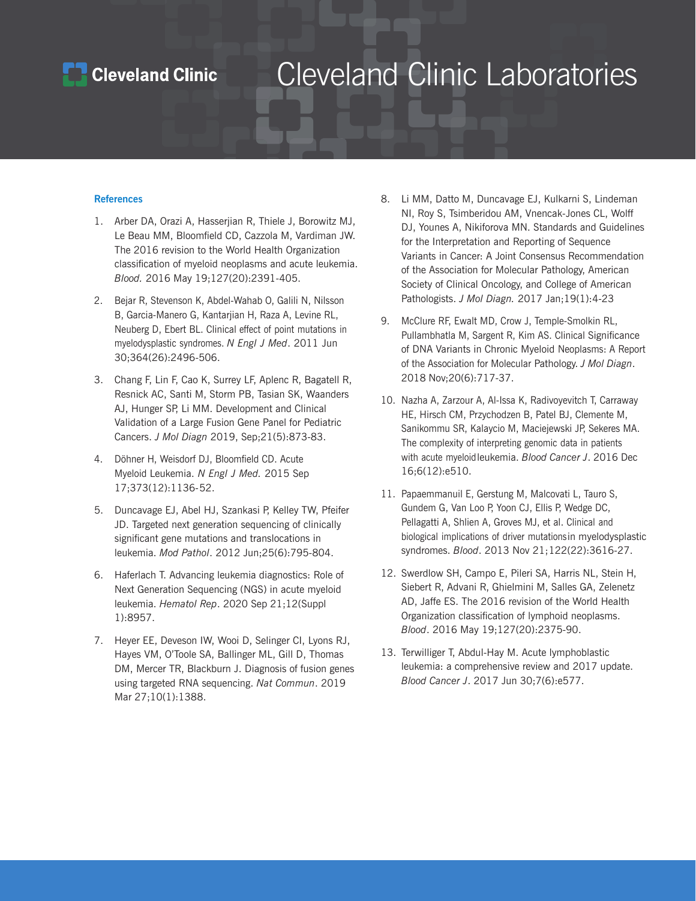## References

1. Arber DA, Orazi A, Hasserjian R, Thiele J, Borowitz MJ, Le Beau MM, Bloomfield CD, Cazzola M, Vardiman JW. The 2016 revision to the World Health Organization classification of myeloid neoplasms and acute leukemia. *Blood.* 2016 May 19;127(20):2391-405.

2. Bejar R, Stevenson K, Abdel-Wahab O, Galili N, Nilsson B, Garcia-Manero G, Kantarjian H, Raza A, Levine RL, Neuberg D, Ebert BL. Clinical effect of point mutations in myelodysplastic syndromes. *N Engl J Med*. 2011 Jun 30;364(26):2496-506.

3. Chang F, Lin F, Cao K, Surrey LF, Aplenc R, Bagatell R, Resnick AC, Santi M, Storm PB, Tasian SK, Waanders AJ, Hunger SP, Li MM. Development and Clinical Validation of a Large Fusion Gene Panel for Pediatric Cancers. *J Mol Diagn* 2019, Sep;21(5):873-83.

4. Döhner H, Weisdorf DJ, Bloomfield CD. Acute Myeloid Leukemia. *N Engl J Med.* 2015 Sep 17;373(12):1136-52.

5. Duncavage EJ, Abel HJ, Szankasi P, Kelley TW, Pfeifer JD. Targeted next generation sequencing of clinically significant gene mutations and translocations in leukemia. *Mod Pathol*. 2012 Jun;25(6):795-804.

6. Haferlach T. Advancing leukemia diagnostics: Role of Next Generation Sequencing (NGS) in acute myeloid leukemia. *Hematol Rep*. 2020 Sep 21;12(Suppl 1):8957.

7. Heyer EE, Deveson IW, Wooi D, Selinger CI, Lyons RJ, Hayes VM, O'Toole SA, Ballinger ML, Gill D, Thomas DM, Mercer TR, Blackburn J. Diagnosis of fusion genes using targeted RNA sequencing. *Nat Commun*. 2019 Mar 27;10(1):1388.

8. Li MM, Datto M, Duncavage EJ, Kulkarni S, Lindeman NI, Roy S, Tsimberidou AM, Vnencak-Jones CL, Wolff DJ, Younes A, Nikiforova MN. Standards and Guidelines for the Interpretation and Reporting of Sequence Variants in Cancer: A Joint Consensus Recommendation of the Association for Molecular Pathology, American Society of Clinical Oncology, and College of American Pathologists. *J Mol Diagn.* 2017 Jan;19(1):4-23

9. McClure RF, Ewalt MD, Crow J, Temple-Smolkin RL, Pullambhatla M, Sargent R, Kim AS. Clinical Significance of DNA Variants in Chronic Myeloid Neoplasms: A Report of the Association for Molecular Pathology. *J Mol Diagn*. 2018 Nov;20(6):717-37.

10. Nazha A, Zarzour A, Al-Issa K, Radivoyevitch T, Carraway HE, Hirsch CM, Przychodzen B, Patel BJ, Clemente M, Sanikommu SR, Kalaycio M, Maciejewski JP, Sekeres MA. The complexity of interpreting genomic data in patients with acute myeloid leukemia. *Blood Cancer J*. 2016 Dec 16;6(12):e510.

11. Papaemmanuil E, Gerstung M, Malcovati L, Tauro S, Gundem G, Van Loo P, Yoon CJ, Ellis P, Wedge DC, Pellagatti A, Shlien A, Groves MJ, et al. Clinical and biological implications of driver mutations in myelodysplastic syndromes. *Blood*. 2013 Nov 21;122(22):3616-27.

12. Swerdlow SH, Campo E, Pileri SA, Harris NL, Stein H, Siebert R, Advani R, Ghielmini M, Salles GA, Zelenetz AD, Jaffe ES. The 2016 revision of the World Health Organization classification of lymphoid neoplasms. *Blood*. 2016 May 19;127(20):2375-90.

13. Terwilliger T, Abdul-Hay M. Acute lymphoblastic leukemia: a comprehensive review and 2017 update. *Blood Cancer J*. 2017 Jun 30;7(6):e577.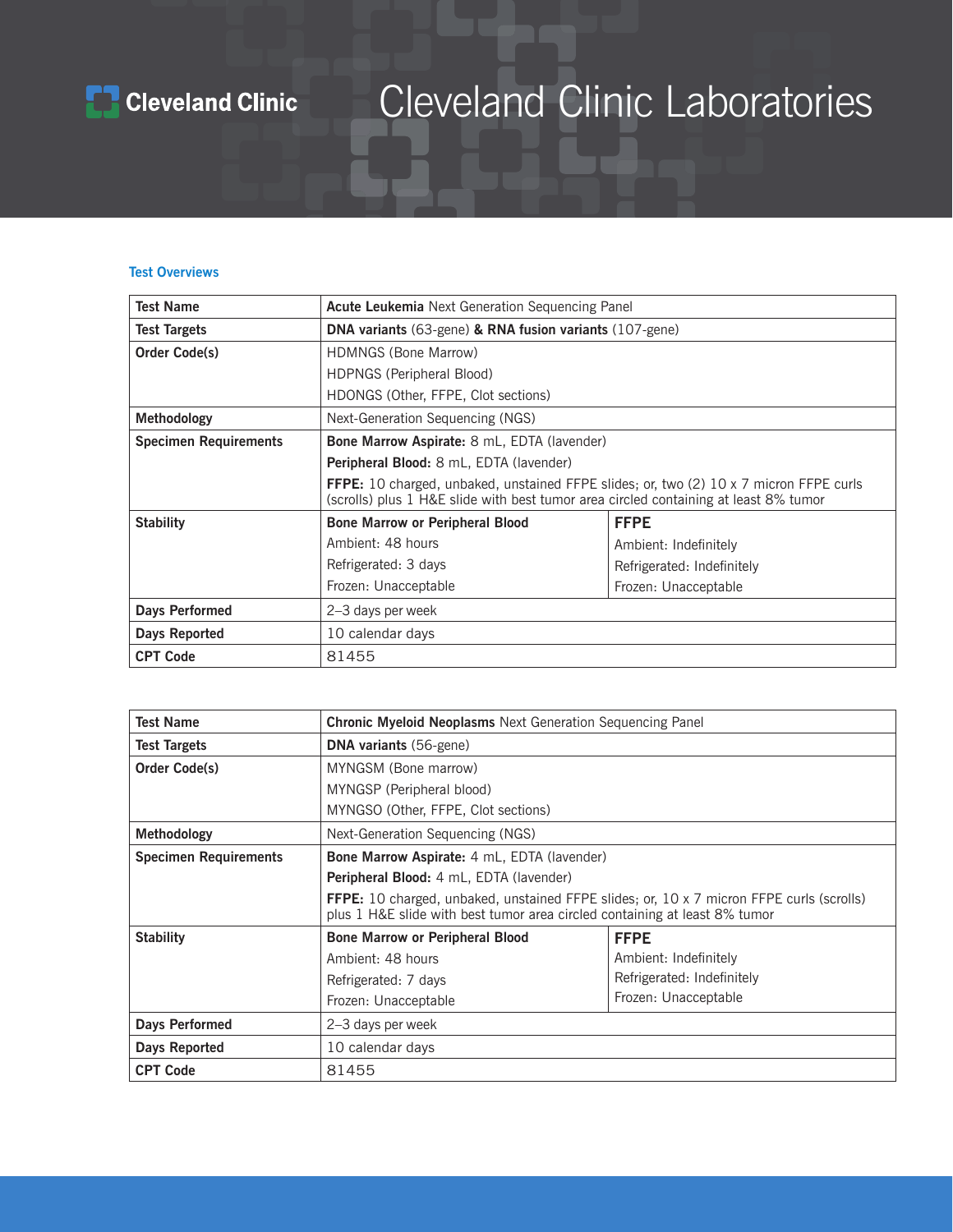Cleveland Clinic

# Cleveland Clinic Laboratories

### Test Overviews

| Test Name | **Acute Leukemia** Next Generation Sequencing Panel | |
|---|---|---|
| Test Targets | **DNA variants** (63-gene) **& RNA fusion variants** (107-gene) | |
| Order Code(s) | HDMNGS (Bone Marrow)<br>HDPNGS (Peripheral Blood)<br>HDONGS (Other, FFPE, Clot sections) | |
| Methodology | Next-Generation Sequencing (NGS) | |
| Specimen Requirements | **Bone Marrow Aspirate:** 8 mL, EDTA (lavender)<br>**Peripheral Blood:** 8 mL, EDTA (lavender)<br>**FFPE:** 10 charged, unbaked, unstained FFPE slides; or, two (2) 10 x 7 micron FFPE curls (scrolls) plus 1 H&E slide with best tumor area circled containing at least 8% tumor | |
| Stability | **Bone Marrow or Peripheral Blood**<br>Ambient: 48 hours<br>Refrigerated: 3 days<br>Frozen: Unacceptable | **FFPE**<br>Ambient: Indefinitely<br>Refrigerated: Indefinitely<br>Frozen: Unacceptable |
| Days Performed | 2–3 days per week | |
| Days Reported | 10 calendar days | |
| CPT Code | 81455 | |

| Test Name | **Chronic Myeloid Neoplasms** Next Generation Sequencing Panel | |
|---|---|---|
| Test Targets | **DNA variants** (56-gene) | |
| Order Code(s) | MYNGSM (Bone marrow)<br>MYNGSP (Peripheral blood)<br>MYNGSO (Other, FFPE, Clot sections) | |
| Methodology | Next-Generation Sequencing (NGS) | |
| Specimen Requirements | **Bone Marrow Aspirate:** 4 mL, EDTA (lavender)<br>**Peripheral Blood:** 4 mL, EDTA (lavender)<br>**FFPE:** 10 charged, unbaked, unstained FFPE slides; or, 10 x 7 micron FFPE curls (scrolls) plus 1 H&E slide with best tumor area circled containing at least 8% tumor | |
| Stability | **Bone Marrow or Peripheral Blood**<br>Ambient: 48 hours<br>Refrigerated: 7 days<br>Frozen: Unacceptable | **FFPE**<br>Ambient: Indefinitely<br>Refrigerated: Indefinitely<br>Frozen: Unacceptable |
| Days Performed | 2–3 days per week | |
| Days Reported | 10 calendar days | |
| CPT Code | 81455 | |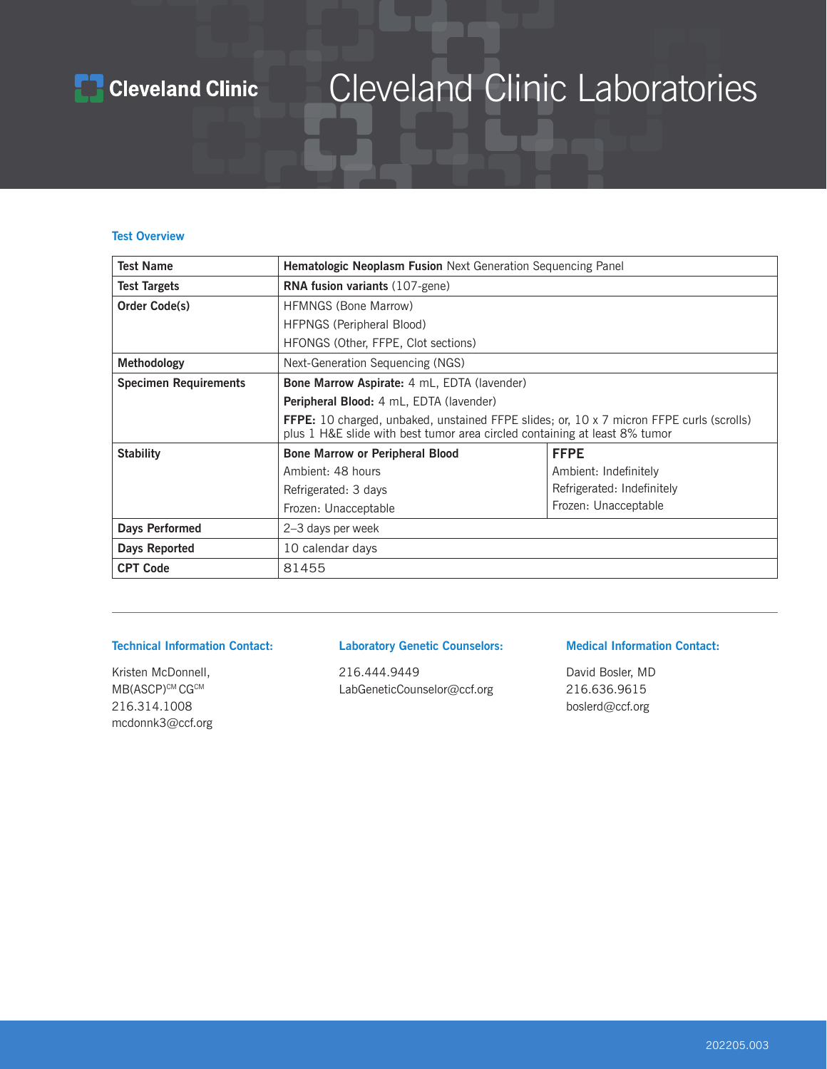# Cleveland Clinic Laboratories

### Test Overview

| | | |
|---|---|---|
| **Test Name** | **Hematologic Neoplasm Fusion** Next Generation Sequencing Panel | |
| **Test Targets** | **RNA fusion variants** (107-gene) | |
| **Order Code(s)** | HFMNGS (Bone Marrow)<br>HFPNGS (Peripheral Blood)<br>HFONGS (Other, FFPE, Clot sections) | |
| **Methodology** | Next-Generation Sequencing (NGS) | |
| **Specimen Requirements** | **Bone Marrow Aspirate:** 4 mL, EDTA (lavender)<br>**Peripheral Blood:** 4 mL, EDTA (lavender)<br>**FFPE:** 10 charged, unbaked, unstained FFPE slides; or, 10 x 7 micron FFPE curls (scrolls) plus 1 H&E slide with best tumor area circled containing at least 8% tumor | |
| **Stability** | **Bone Marrow or Peripheral Blood**<br>Ambient: 48 hours<br>Refrigerated: 3 days<br>Frozen: Unacceptable | **FFPE**<br>Ambient: Indefinitely<br>Refrigerated: Indefinitely<br>Frozen: Unacceptable |
| **Days Performed** | 2–3 days per week | |
| **Days Reported** | 10 calendar days | |
| **CPT Code** | 81455 | |

---

**Technical Information Contact:**

Kristen McDonnell,
MB(ASCP)[CM] CG[CM]
216.314.1008
mcdonnk3@ccf.org

**Laboratory Genetic Counselors:**

216.444.9449
LabGeneticCounselor@ccf.org

**Medical Information Contact:**

David Bosler, MD
216.636.9615
boslerd@ccf.org

202205.003